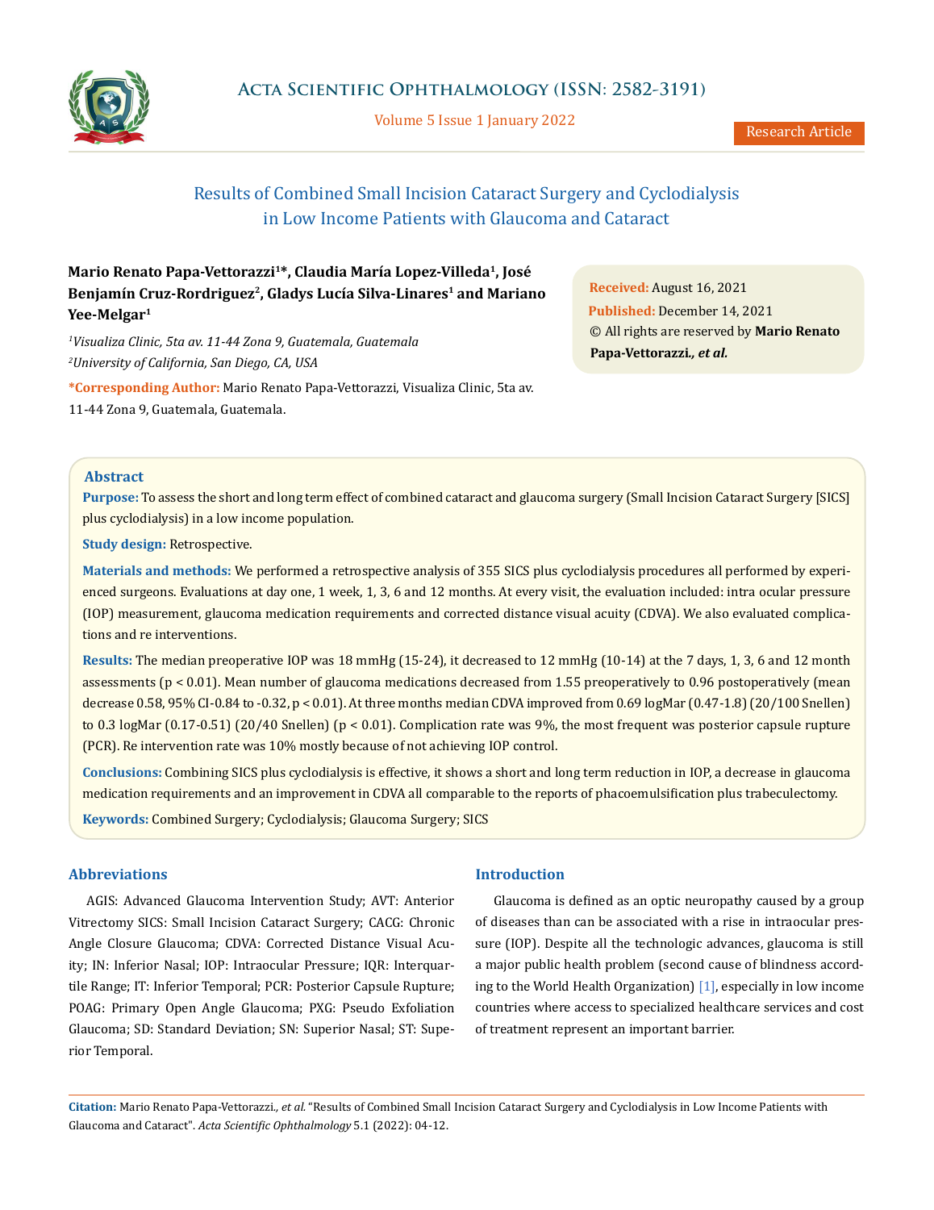# Results of Combined Small Incision Cataract Surgery and Cyclodialysis in Low Income Patients with Glaucoma and Cataract

**Mario Renato Papa-Vettorazzi[1]*, Claudia María Lopez-Villeda[1], José Benjamín Cruz-Rordriguez[2], Gladys Lucía Silva-Linares[1] and Mariano Yee-Melgar[1]**

*[1]Visualiza Clinic, 5ta av. 11-44 Zona 9, Guatemala, Guatemala*

*[2]University of California, San Diego, CA, USA*

**\*Corresponding Author:** Mario Renato Papa-Vettorazzi, Visualiza Clinic, 5ta av. 11-44 Zona 9, Guatemala, Guatemala.

**Received:** August 16, 2021
**Published:** December 14, 2021
© All rights are reserved by **Mario Renato Papa-Vettorazzi*., et al.***

## Abstract

**Purpose:** To assess the short and long term effect of combined cataract and glaucoma surgery (Small Incision Cataract Surgery [SICS] plus cyclodialysis) in a low income population.

**Study design:** Retrospective.

**Materials and methods:** We performed a retrospective analysis of 355 SICS plus cyclodialysis procedures all performed by experienced surgeons. Evaluations at day one, 1 week, 1, 3, 6 and 12 months. At every visit, the evaluation included: intra ocular pressure (IOP) measurement, glaucoma medication requirements and corrected distance visual acuity (CDVA). We also evaluated complications and re interventions.

**Results:** The median preoperative IOP was 18 mmHg (15-24), it decreased to 12 mmHg (10-14) at the 7 days, 1, 3, 6 and 12 month assessments ($p < 0.01$). Mean number of glaucoma medications decreased from 1.55 preoperatively to 0.96 postoperatively (mean decrease 0.58, 95% CI-0.84 to -0.32, $p < 0.01$). At three months median CDVA improved from 0.69 logMar (0.47-1.8) (20/100 Snellen) to 0.3 logMar (0.17-0.51) (20/40 Snellen) ($p < 0.01$). Complication rate was 9%, the most frequent was posterior capsule rupture (PCR). Re intervention rate was 10% mostly because of not achieving IOP control.

**Conclusions:** Combining SICS plus cyclodialysis is effective, it shows a short and long term reduction in IOP, a decrease in glaucoma medication requirements and an improvement in CDVA all comparable to the reports of phacoemulsification plus trabeculectomy.

**Keywords:** Combined Surgery; Cyclodialysis; Glaucoma Surgery; SICS

## Abbreviations

AGIS: Advanced Glaucoma Intervention Study; AVT: Anterior Vitrectomy SICS: Small Incision Cataract Surgery; CACG: Chronic Angle Closure Glaucoma; CDVA: Corrected Distance Visual Acuity; IN: Inferior Nasal; IOP: Intraocular Pressure; IQR: Interquartile Range; IT: Inferior Temporal; PCR: Posterior Capsule Rupture; POAG: Primary Open Angle Glaucoma; PXG: Pseudo Exfoliation Glaucoma; SD: Standard Deviation; SN: Superior Nasal; ST: Superior Temporal.

## Introduction

Glaucoma is defined as an optic neuropathy caused by a group of diseases than can be associated with a rise in intraocular pressure (IOP). Despite all the technologic advances, glaucoma is still a major public health problem (second cause of blindness according to the World Health Organization) [1], especially in low income countries where access to specialized healthcare services and cost of treatment represent an important barrier.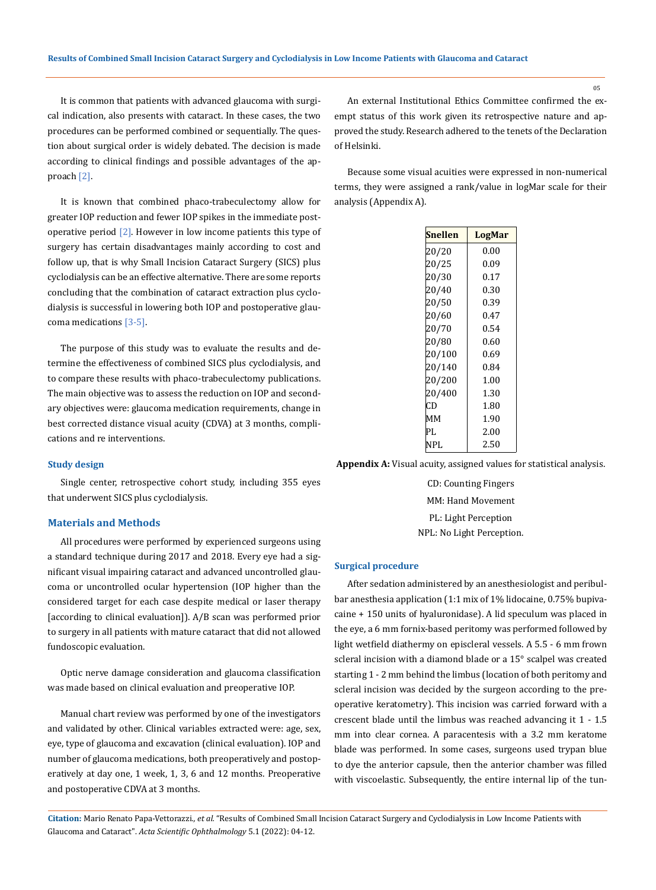It is common that patients with advanced glaucoma with surgical indication, also presents with cataract. In these cases, the two procedures can be performed combined or sequentially. The question about surgical order is widely debated. The decision is made according to clinical findings and possible advantages of the approach [2].

It is known that combined phaco-trabeculectomy allow for greater IOP reduction and fewer IOP spikes in the immediate postoperative period [2]. However in low income patients this type of surgery has certain disadvantages mainly according to cost and follow up, that is why Small Incision Cataract Surgery (SICS) plus cyclodialysis can be an effective alternative. There are some reports concluding that the combination of cataract extraction plus cyclodialysis is successful in lowering both IOP and postoperative glaucoma medications [3-5].

The purpose of this study was to evaluate the results and determine the effectiveness of combined SICS plus cyclodialysis, and to compare these results with phaco-trabeculectomy publications. The main objective was to assess the reduction on IOP and secondary objectives were: glaucoma medication requirements, change in best corrected distance visual acuity (CDVA) at 3 months, complications and re interventions.

### Study design

Single center, retrospective cohort study, including 355 eyes that underwent SICS plus cyclodialysis.

## Materials and Methods

All procedures were performed by experienced surgeons using a standard technique during 2017 and 2018. Every eye had a significant visual impairing cataract and advanced uncontrolled glaucoma or uncontrolled ocular hypertension (IOP higher than the considered target for each case despite medical or laser therapy [according to clinical evaluation]). A/B scan was performed prior to surgery in all patients with mature cataract that did not allowed fundoscopic evaluation.

Optic nerve damage consideration and glaucoma classification was made based on clinical evaluation and preoperative IOP.

Manual chart review was performed by one of the investigators and validated by other. Clinical variables extracted were: age, sex, eye, type of glaucoma and excavation (clinical evaluation). IOP and number of glaucoma medications, both preoperatively and postoperatively at day one, 1 week, 1, 3, 6 and 12 months. Preoperative and postoperative CDVA at 3 months.

An external Institutional Ethics Committee confirmed the exempt status of this work given its retrospective nature and approved the study. Research adhered to the tenets of the Declaration of Helsinki.

Because some visual acuities were expressed in non-numerical terms, they were assigned a rank/value in logMar scale for their analysis (Appendix A).

| Snellen | LogMar |
|---|---|
| 20/20 | 0.00 |
| 20/25 | 0.09 |
| 20/30 | 0.17 |
| 20/40 | 0.30 |
| 20/50 | 0.39 |
| 20/60 | 0.47 |
| 20/70 | 0.54 |
| 20/80 | 0.60 |
| 20/100 | 0.69 |
| 20/140 | 0.84 |
| 20/200 | 1.00 |
| 20/400 | 1.30 |
| CD | 1.80 |
| MM | 1.90 |
| PL | 2.00 |
| NPL | 2.50 |

**Appendix A:** Visual acuity, assigned values for statistical analysis.

CD: Counting Fingers

MM: Hand Movement

PL: Light Perception

NPL: No Light Perception.

### Surgical procedure

After sedation administered by an anesthesiologist and peribulbar anesthesia application (1:1 mix of 1% lidocaine, 0.75% bupivacaine + 150 units of hyaluronidase). A lid speculum was placed in the eye, a 6 mm fornix-based peritomy was performed followed by light wetfield diathermy on episcleral vessels. A 5.5 - 6 mm frown scleral incision with a diamond blade or a 15° scalpel was created starting 1 - 2 mm behind the limbus (location of both peritomy and scleral incision was decided by the surgeon according to the preoperative keratometry). This incision was carried forward with a crescent blade until the limbus was reached advancing it 1 - 1.5 mm into clear cornea. A paracentesis with a 3.2 mm keratome blade was performed. In some cases, surgeons used trypan blue to dye the anterior capsule, then the anterior chamber was filled with viscoelastic. Subsequently, the entire internal lip of the tun-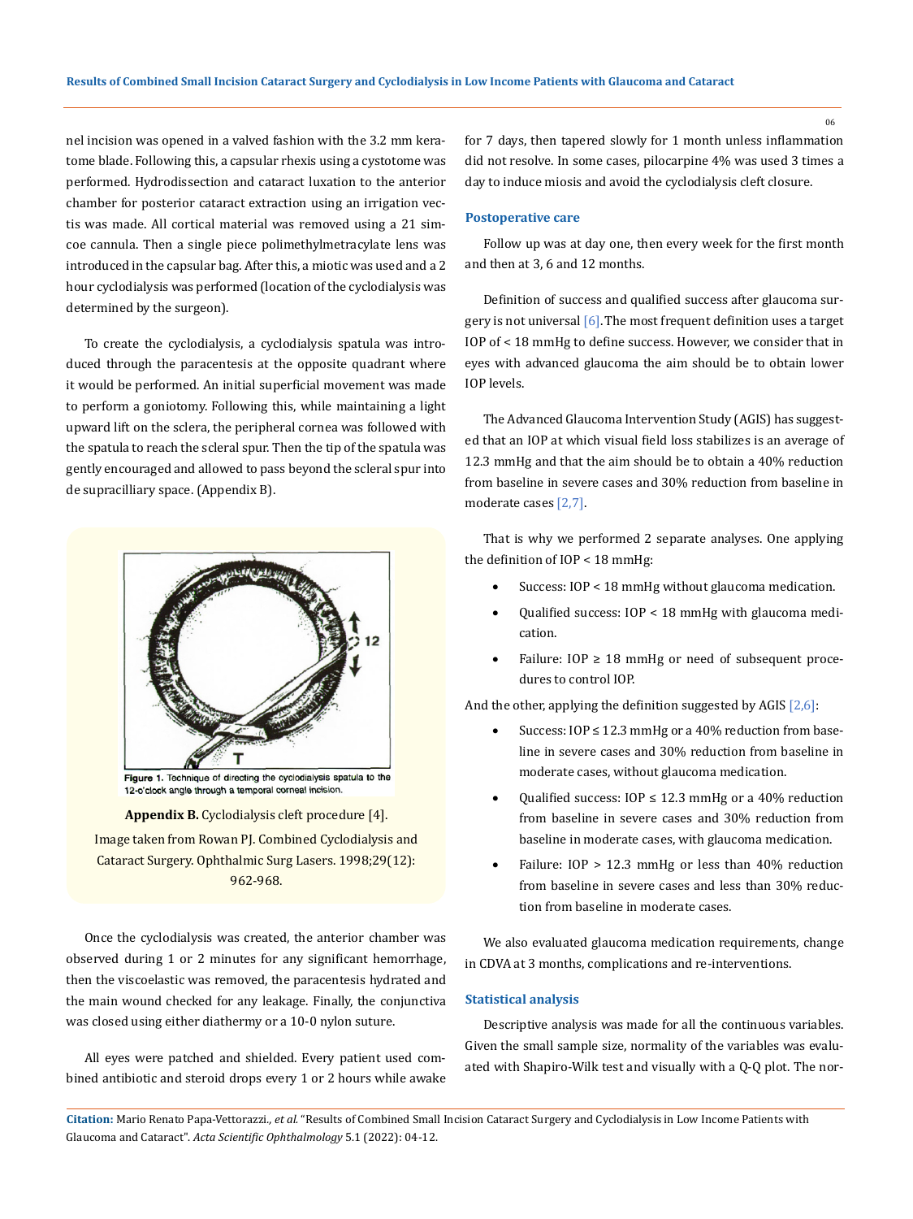nel incision was opened in a valved fashion with the 3.2 mm keratome blade. Following this, a capsular rhexis using a cystotome was performed. Hydrodissection and cataract luxation to the anterior chamber for posterior cataract extraction using an irrigation vectis was made. All cortical material was removed using a 21 simcoe cannula. Then a single piece polimethylmetracylate lens was introduced in the capsular bag. After this, a miotic was used and a 2 hour cyclodialysis was performed (location of the cyclodialysis was determined by the surgeon).

To create the cyclodialysis, a cyclodialysis spatula was introduced through the paracentesis at the opposite quadrant where it would be performed. An initial superficial movement was made to perform a goniotomy. Following this, while maintaining a light upward lift on the sclera, the peripheral cornea was followed with the spatula to reach the scleral spur. Then the tip of the spatula was gently encouraged and allowed to pass beyond the scleral spur into de supracilliary space. (Appendix B).

Figure 1. Technique of directing the cyclodialysis spatula to the 12-o'clock angle through a temporal corneal incision.

**Appendix B.** Cyclodialysis cleft procedure [4].
Image taken from Rowan PJ. Combined Cyclodialysis and Cataract Surgery. Ophthalmic Surg Lasers. 1998;29(12): 962-968.

Once the cyclodialysis was created, the anterior chamber was observed during 1 or 2 minutes for any significant hemorrhage, then the viscoelastic was removed, the paracentesis hydrated and the main wound checked for any leakage. Finally, the conjunctiva was closed using either diathermy or a 10-0 nylon suture.

All eyes were patched and shielded. Every patient used combined antibiotic and steroid drops every 1 or 2 hours while awake for 7 days, then tapered slowly for 1 month unless inflammation did not resolve. In some cases, pilocarpine 4% was used 3 times a day to induce miosis and avoid the cyclodialysis cleft closure.

### Postoperative care

Follow up was at day one, then every week for the first month and then at 3, 6 and 12 months.

Definition of success and qualified success after glaucoma surgery is not universal [6]. The most frequent definition uses a target IOP of < 18 mmHg to define success. However, we consider that in eyes with advanced glaucoma the aim should be to obtain lower IOP levels.

The Advanced Glaucoma Intervention Study (AGIS) has suggested that an IOP at which visual field loss stabilizes is an average of 12.3 mmHg and that the aim should be to obtain a 40% reduction from baseline in severe cases and 30% reduction from baseline in moderate cases [2,7].

That is why we performed 2 separate analyses. One applying the definition of IOP < 18 mmHg:

- Success: IOP < 18 mmHg without glaucoma medication.
- Qualified success: IOP < 18 mmHg with glaucoma medication.
- Failure: IOP ≥ 18 mmHg or need of subsequent procedures to control IOP.

And the other, applying the definition suggested by AGIS [2,6]:

- Success: IOP ≤ 12.3 mmHg or a 40% reduction from baseline in severe cases and 30% reduction from baseline in moderate cases, without glaucoma medication.
- Qualified success: IOP ≤ 12.3 mmHg or a 40% reduction from baseline in severe cases and 30% reduction from baseline in moderate cases, with glaucoma medication.
- Failure: IOP > 12.3 mmHg or less than 40% reduction from baseline in severe cases and less than 30% reduction from baseline in moderate cases.

We also evaluated glaucoma medication requirements, change in CDVA at 3 months, complications and re-interventions.

### Statistical analysis

Descriptive analysis was made for all the continuous variables. Given the small sample size, normality of the variables was evaluated with Shapiro-Wilk test and visually with a Q-Q plot. The nor-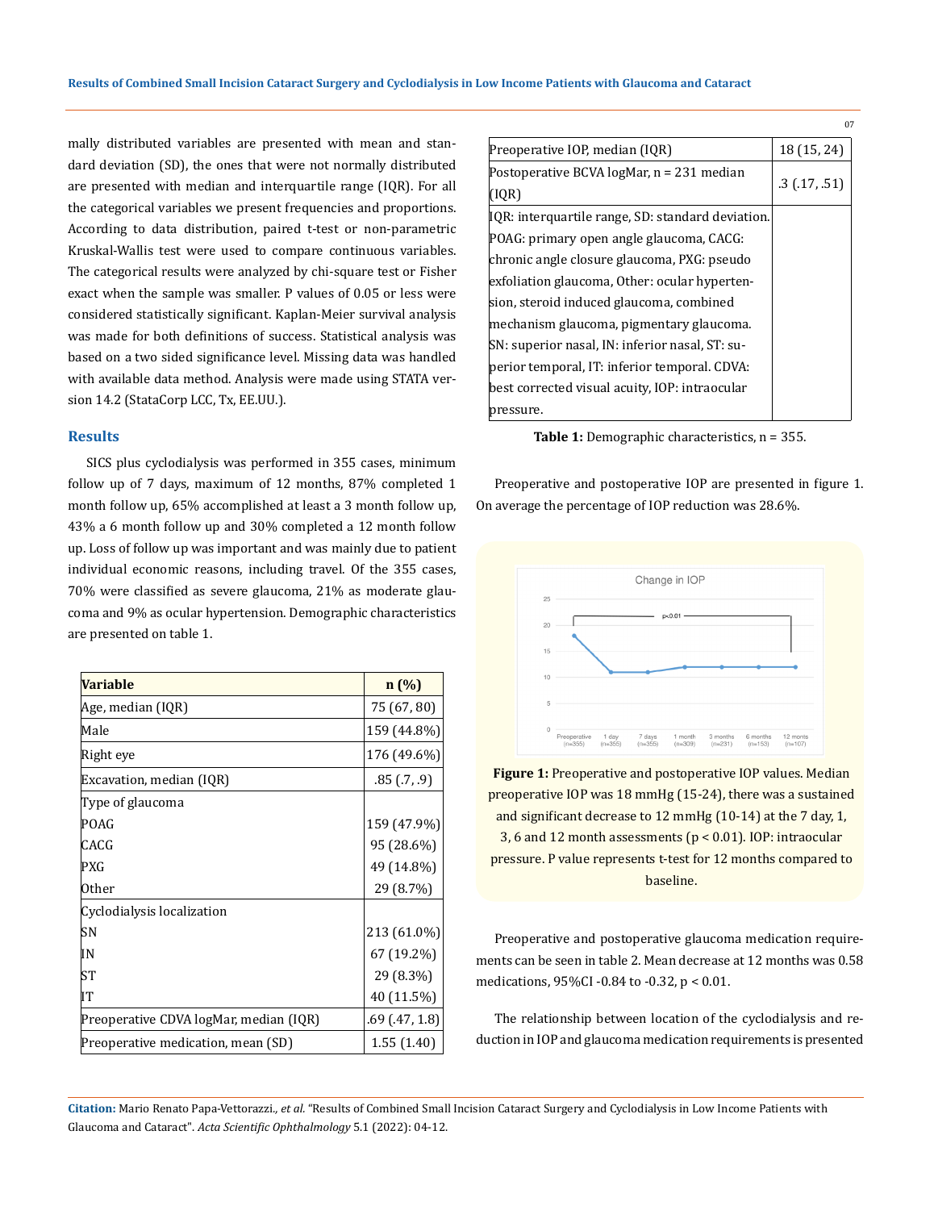mally distributed variables are presented with mean and standard deviation (SD), the ones that were not normally distributed are presented with median and interquartile range (IQR). For all the categorical variables we present frequencies and proportions. According to data distribution, paired t-test or non-parametric Kruskal-Wallis test were used to compare continuous variables. The categorical results were analyzed by chi-square test or Fisher exact when the sample was smaller. P values of 0.05 or less were considered statistically significant. Kaplan-Meier survival analysis was made for both definitions of success. Statistical analysis was based on a two sided significance level. Missing data was handled with available data method. Analysis were made using STATA version 14.2 (StataCorp LCC, Tx, EE.UU.).

## Results

SICS plus cyclodialysis was performed in 355 cases, minimum follow up of 7 days, maximum of 12 months, 87% completed 1 month follow up, 65% accomplished at least a 3 month follow up, 43% a 6 month follow up and 30% completed a 12 month follow up. Loss of follow up was important and was mainly due to patient individual economic reasons, including travel. Of the 355 cases, 70% were classified as severe glaucoma, 21% as moderate glaucoma and 9% as ocular hypertension. Demographic characteristics are presented on table 1.

| Variable | n (%) |
|---|---|
| Age, median (IQR) | 75 (67, 80) |
| Male | 159 (44.8%) |
| Right eye | 176 (49.6%) |
| Excavation, median (IQR) | .85 (.7, .9) |
| Type of glaucoma | |
| POAG | 159 (47.9%) |
| CACG | 95 (28.6%) |
| PXG | 49 (14.8%) |
| Other | 29 (8.7%) |
| Cyclodialysis localization | |
| SN | 213 (61.0%) |
| IN | 67 (19.2%) |
| ST | 29 (8.3%) |
| IT | 40 (11.5%) |
| Preoperative CDVA logMar, median (IQR) | .69 (.47, 1.8) |
| Preoperative medication, mean (SD) | 1.55 (1.40) |
| Preoperative IOP, median (IQR) | 18 (15, 24) |
| Postoperative BCVA logMar, n = 231 median (IQR) | .3 (.17, .51) |
| IQR: interquartile range, SD: standard deviation. POAG: primary open angle glaucoma, CACG: chronic angle closure glaucoma, PXG: pseudo exfoliation glaucoma, Other: ocular hypertension, steroid induced glaucoma, combined mechanism glaucoma, pigmentary glaucoma. SN: superior nasal, IN: inferior nasal, ST: superior temporal, IT: inferior temporal. CDVA: best corrected visual acuity, IOP: intraocular pressure. | |

**Table 1:** Demographic characteristics, n = 355.

Preoperative and postoperative IOP are presented in figure 1. On average the percentage of IOP reduction was 28.6%.

**Figure 1:** Preoperative and postoperative IOP values. Median preoperative IOP was 18 mmHg (15-24), there was a sustained and significant decrease to 12 mmHg (10-14) at the 7 day, 1, 3, 6 and 12 month assessments ($p < 0.01$). IOP: intraocular pressure. P value represents t-test for 12 months compared to baseline.

Preoperative and postoperative glaucoma medication requirements can be seen in table 2. Mean decrease at 12 months was 0.58 medications, 95%CI -0.84 to -0.32, $p < 0.01$.

The relationship between location of the cyclodialysis and reduction in IOP and glaucoma medication requirements is presented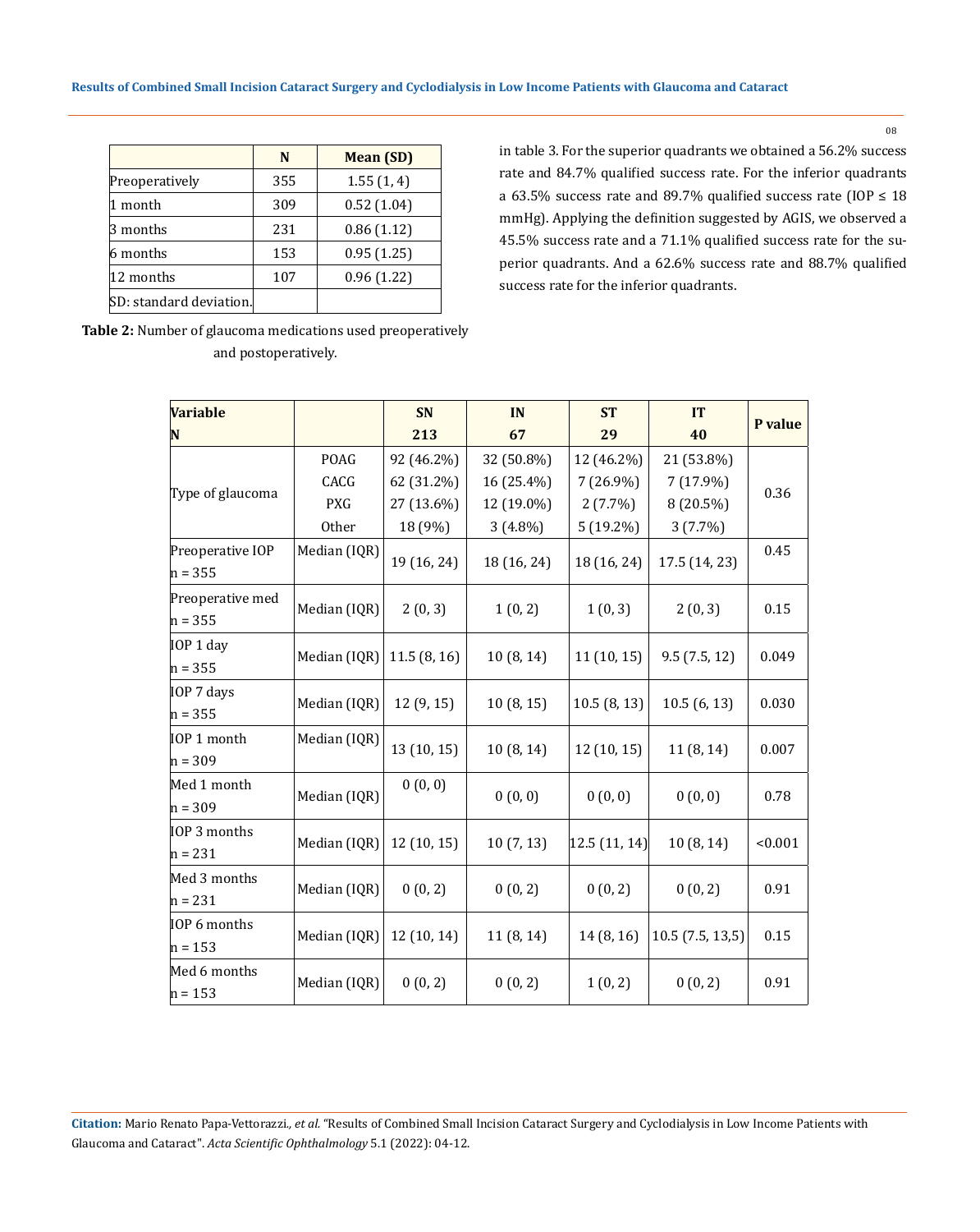|  | N | Mean (SD) |
|---|---|---|
| Preoperatively | 355 | 1.55 (1, 4) |
| 1 month | 309 | 0.52 (1.04) |
| 3 months | 231 | 0.86 (1.12) |
| 6 months | 153 | 0.95 (1.25) |
| 12 months | 107 | 0.96 (1.22) |
| SD: standard deviation. |  |  |

**Table 2:** Number of glaucoma medications used preoperatively and postoperatively.

in table 3. For the superior quadrants we obtained a 56.2% success rate and 84.7% qualified success rate. For the inferior quadrants a 63.5% success rate and 89.7% qualified success rate (IOP ≤ 18 mmHg). Applying the definition suggested by AGIS, we observed a 45.5% success rate and a 71.1% qualified success rate for the superior quadrants. And a 62.6% success rate and 88.7% qualified success rate for the inferior quadrants.

| Variable<br>N |  | SN<br>213 | IN<br>67 | ST<br>29 | IT<br>40 | P value |
|---|---|---|---|---|---|---|
| Type of glaucoma | POAG<br>CACG<br>PXG<br>Other | 92 (46.2%)<br>62 (31.2%)<br>27 (13.6%)<br>18 (9%) | 32 (50.8%)<br>16 (25.4%)<br>12 (19.0%)<br>3 (4.8%) | 12 (46.2%)<br>7 (26.9%)<br>2 (7.7%)<br>5 (19.2%) | 21 (53.8%)<br>7 (17.9%)<br>8 (20.5%)<br>3 (7.7%) | 0.36 |
| Preoperative IOP<br>n = 355 | Median (IQR) | 19 (16, 24) | 18 (16, 24) | 18 (16, 24) | 17.5 (14, 23) | 0.45 |
| Preoperative med<br>n = 355 | Median (IQR) | 2 (0, 3) | 1 (0, 2) | 1 (0, 3) | 2 (0, 3) | 0.15 |
| IOP 1 day<br>n = 355 | Median (IQR) | 11.5 (8, 16) | 10 (8, 14) | 11 (10, 15) | 9.5 (7.5, 12) | 0.049 |
| IOP 7 days<br>n = 355 | Median (IQR) | 12 (9, 15) | 10 (8, 15) | 10.5 (8, 13) | 10.5 (6, 13) | 0.030 |
| IOP 1 month<br>n = 309 | Median (IQR) | 13 (10, 15) | 10 (8, 14) | 12 (10, 15) | 11 (8, 14) | 0.007 |
| Med 1 month<br>n = 309 | Median (IQR) | 0 (0, 0) | 0 (0, 0) | 0 (0, 0) | 0 (0, 0) | 0.78 |
| IOP 3 months<br>n = 231 | Median (IQR) | 12 (10, 15) | 10 (7, 13) | 12.5 (11, 14) | 10 (8, 14) | <0.001 |
| Med 3 months<br>n = 231 | Median (IQR) | 0 (0, 2) | 0 (0, 2) | 0 (0, 2) | 0 (0, 2) | 0.91 |
| IOP 6 months<br>n = 153 | Median (IQR) | 12 (10, 14) | 11 (8, 14) | 14 (8, 16) | 10.5 (7.5, 13,5) | 0.15 |
| Med 6 months<br>n = 153 | Median (IQR) | 0 (0, 2) | 0 (0, 2) | 1 (0, 2) | 0 (0, 2) | 0.91 |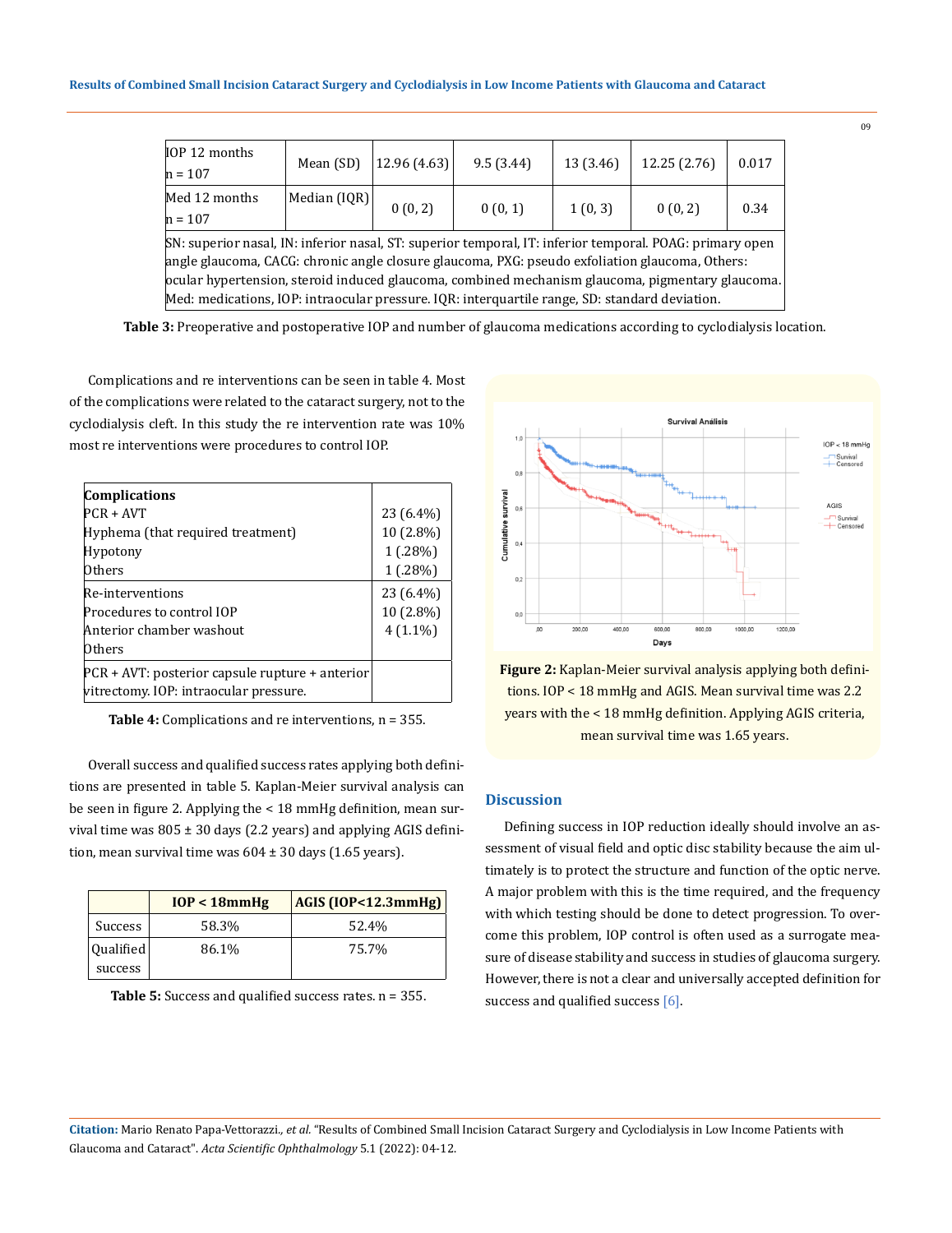| IOP 12 months n = 107 | Mean (SD) | 12.96 (4.63) | 9.5 (3.44) | 13 (3.46) | 12.25 (2.76) | 0.017 |
|---|---|---|---|---|---|---|
| Med 12 months n = 107 | Median (IQR) | 0 (0, 2) | 0 (0, 1) | 1 (0, 3) | 0 (0, 2) | 0.34 |

SN: superior nasal, IN: inferior nasal, ST: superior temporal, IT: inferior temporal. POAG: primary open angle glaucoma, CACG: chronic angle closure glaucoma, PXG: pseudo exfoliation glaucoma, Others: ocular hypertension, steroid induced glaucoma, combined mechanism glaucoma, pigmentary glaucoma. Med: medications, IOP: intraocular pressure. IQR: interquartile range, SD: standard deviation.

**Table 3:** Preoperative and postoperative IOP and number of glaucoma medications according to cyclodialysis location.

Complications and re interventions can be seen in table 4. Most of the complications were related to the cataract surgery, not to the cyclodialysis cleft. In this study the re intervention rate was 10% most re interventions were procedures to control IOP.

| **Complications** | |
|---|---|
| PCR + AVT | 23 (6.4%) |
| Hyphema (that required treatment) | 10 (2.8%) |
| Hypotony | 1 (.28%) |
| Others | 1 (.28%) |
| Re-interventions | 23 (6.4%) |
| Procedures to control IOP | 10 (2.8%) |
| Anterior chamber washout | 4 (1.1%) |
| Others | |

PCR + AVT: posterior capsule rupture + anterior vitrectomy. IOP: intraocular pressure.

**Table 4:** Complications and re interventions, n = 355.

Overall success and qualified success rates applying both definitions are presented in table 5. Kaplan-Meier survival analysis can be seen in figure 2. Applying the < 18 mmHg definition, mean survival time was 805 ± 30 days (2.2 years) and applying AGIS definition, mean survival time was 604 ± 30 days (1.65 years).

| | IOP < 18mmHg | AGIS (IOP<12.3mmHg) |
|---|---|---|
| Success | 58.3% | 52.4% |
| Qualified success | 86.1% | 75.7% |

**Table 5:** Success and qualified success rates. n = 355.

**Figure 2:** Kaplan-Meier survival analysis applying both definitions. IOP < 18 mmHg and AGIS. Mean survival time was 2.2 years with the < 18 mmHg definition. Applying AGIS criteria, mean survival time was 1.65 years.

## Discussion

Defining success in IOP reduction ideally should involve an assessment of visual field and optic disc stability because the aim ultimately is to protect the structure and function of the optic nerve. A major problem with this is the time required, and the frequency with which testing should be done to detect progression. To overcome this problem, IOP control is often used as a surrogate measure of disease stability and success in studies of glaucoma surgery. However, there is not a clear and universally accepted definition for success and qualified success [6].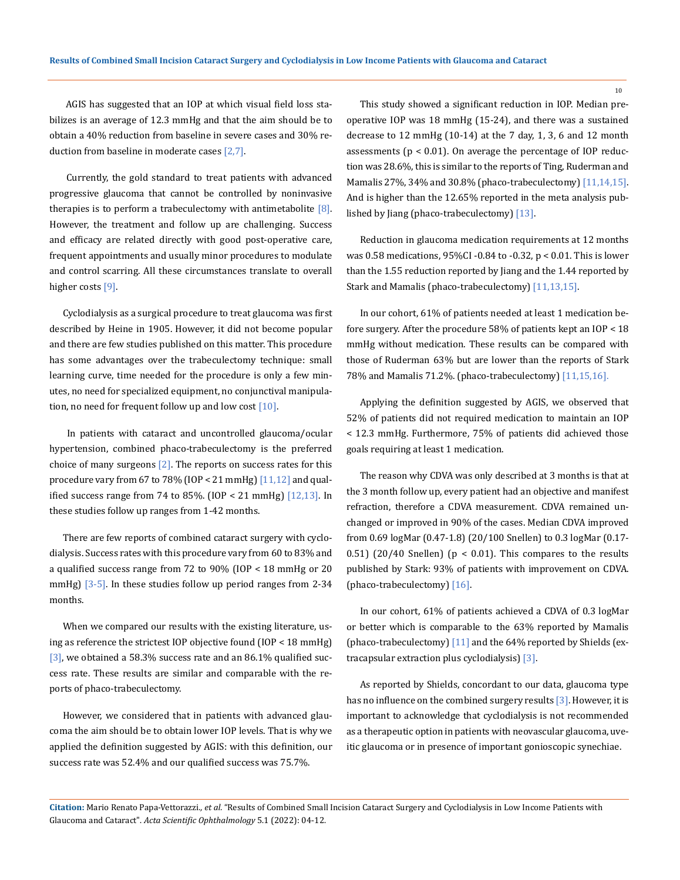AGIS has suggested that an IOP at which visual field loss stabilizes is an average of 12.3 mmHg and that the aim should be to obtain a 40% reduction from baseline in severe cases and 30% reduction from baseline in moderate cases [2,7].

Currently, the gold standard to treat patients with advanced progressive glaucoma that cannot be controlled by noninvasive therapies is to perform a trabeculectomy with antimetabolite [8]. However, the treatment and follow up are challenging. Success and efficacy are related directly with good post-operative care, frequent appointments and usually minor procedures to modulate and control scarring. All these circumstances translate to overall higher costs [9].

Cyclodialysis as a surgical procedure to treat glaucoma was first described by Heine in 1905. However, it did not become popular and there are few studies published on this matter. This procedure has some advantages over the trabeculectomy technique: small learning curve, time needed for the procedure is only a few minutes, no need for specialized equipment, no conjunctival manipulation, no need for frequent follow up and low cost [10].

In patients with cataract and uncontrolled glaucoma/ocular hypertension, combined phaco-trabeculectomy is the preferred choice of many surgeons [2]. The reports on success rates for this procedure vary from 67 to 78% (IOP < 21 mmHg) [11,12] and qualified success range from 74 to 85%. (IOP < 21 mmHg) [12,13]. In these studies follow up ranges from 1-42 months.

There are few reports of combined cataract surgery with cyclodialysis. Success rates with this procedure vary from 60 to 83% and a qualified success range from 72 to 90% (IOP < 18 mmHg or 20 mmHg) [3-5]. In these studies follow up period ranges from 2-34 months.

When we compared our results with the existing literature, using as reference the strictest IOP objective found (IOP < 18 mmHg) [3], we obtained a 58.3% success rate and an 86.1% qualified success rate. These results are similar and comparable with the reports of phaco-trabeculectomy.

However, we considered that in patients with advanced glaucoma the aim should be to obtain lower IOP levels. That is why we applied the definition suggested by AGIS: with this definition, our success rate was 52.4% and our qualified success was 75.7%.

This study showed a significant reduction in IOP. Median preoperative IOP was 18 mmHg (15-24), and there was a sustained decrease to 12 mmHg (10-14) at the 7 day, 1, 3, 6 and 12 month assessments ($p < 0.01$). On average the percentage of IOP reduction was 28.6%, this is similar to the reports of Ting, Ruderman and Mamalis 27%, 34% and 30.8% (phaco-trabeculectomy) [11,14,15]. And is higher than the 12.65% reported in the meta analysis published by Jiang (phaco-trabeculectomy) [13].

Reduction in glaucoma medication requirements at 12 months was 0.58 medications, 95%CI -0.84 to -0.32, $p < 0.01$. This is lower than the 1.55 reduction reported by Jiang and the 1.44 reported by Stark and Mamalis (phaco-trabeculectomy) [11,13,15].

In our cohort, 61% of patients needed at least 1 medication before surgery. After the procedure 58% of patients kept an IOP < 18 mmHg without medication. These results can be compared with those of Ruderman 63% but are lower than the reports of Stark 78% and Mamalis 71.2%. (phaco-trabeculectomy) [11,15,16].

Applying the definition suggested by AGIS, we observed that 52% of patients did not required medication to maintain an IOP < 12.3 mmHg. Furthermore, 75% of patients did achieved those goals requiring at least 1 medication.

The reason why CDVA was only described at 3 months is that at the 3 month follow up, every patient had an objective and manifest refraction, therefore a CDVA measurement. CDVA remained unchanged or improved in 90% of the cases. Median CDVA improved from 0.69 logMar (0.47-1.8) (20/100 Snellen) to 0.3 logMar (0.17-0.51) (20/40 Snellen) ($p < 0.01$). This compares to the results published by Stark: 93% of patients with improvement on CDVA. (phaco-trabeculectomy) [16].

In our cohort, 61% of patients achieved a CDVA of 0.3 logMar or better which is comparable to the 63% reported by Mamalis (phaco-trabeculectomy) [11] and the 64% reported by Shields (extracapsular extraction plus cyclodialysis) [3].

As reported by Shields, concordant to our data, glaucoma type has no influence on the combined surgery results [3]. However, it is important to acknowledge that cyclodialysis is not recommended as a therapeutic option in patients with neovascular glaucoma, uveitic glaucoma or in presence of important gonioscopic synechiae.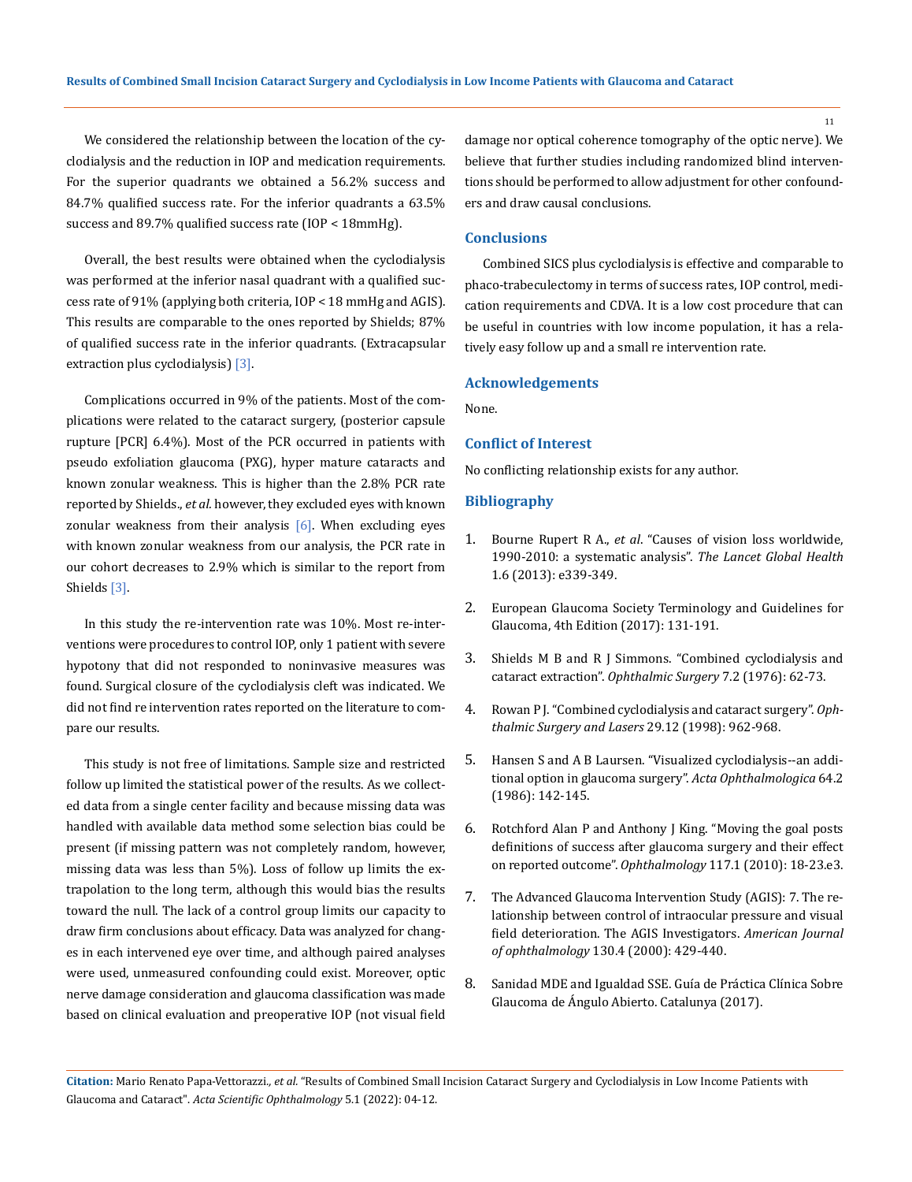We considered the relationship between the location of the cyclodialysis and the reduction in IOP and medication requirements. For the superior quadrants we obtained a 56.2% success and 84.7% qualified success rate. For the inferior quadrants a 63.5% success and 89.7% qualified success rate (IOP < 18mmHg).

Overall, the best results were obtained when the cyclodialysis was performed at the inferior nasal quadrant with a qualified success rate of 91% (applying both criteria, IOP < 18 mmHg and AGIS). This results are comparable to the ones reported by Shields; 87% of qualified success rate in the inferior quadrants. (Extracapsular extraction plus cyclodialysis) [3].

Complications occurred in 9% of the patients. Most of the complications were related to the cataract surgery, (posterior capsule rupture [PCR] 6.4%). Most of the PCR occurred in patients with pseudo exfoliation glaucoma (PXG), hyper mature cataracts and known zonular weakness. This is higher than the 2.8% PCR rate reported by Shields., *et al.* however, they excluded eyes with known zonular weakness from their analysis [6]. When excluding eyes with known zonular weakness from our analysis, the PCR rate in our cohort decreases to 2.9% which is similar to the report from Shields [3].

In this study the re-intervention rate was 10%. Most re-interventions were procedures to control IOP, only 1 patient with severe hypotony that did not responded to noninvasive measures was found. Surgical closure of the cyclodialysis cleft was indicated. We did not find re intervention rates reported on the literature to compare our results.

This study is not free of limitations. Sample size and restricted follow up limited the statistical power of the results. As we collected data from a single center facility and because missing data was handled with available data method some selection bias could be present (if missing pattern was not completely random, however, missing data was less than 5%). Loss of follow up limits the extrapolation to the long term, although this would bias the results toward the null. The lack of a control group limits our capacity to draw firm conclusions about efficacy. Data was analyzed for changes in each intervened eye over time, and although paired analyses were used, unmeasured confounding could exist. Moreover, optic nerve damage consideration and glaucoma classification was made based on clinical evaluation and preoperative IOP (not visual field damage nor optical coherence tomography of the optic nerve). We believe that further studies including randomized blind interventions should be performed to allow adjustment for other confounders and draw causal conclusions.

## Conclusions

Combined SICS plus cyclodialysis is effective and comparable to phaco-trabeculectomy in terms of success rates, IOP control, medication requirements and CDVA. It is a low cost procedure that can be useful in countries with low income population, it has a relatively easy follow up and a small re intervention rate.

## Acknowledgements

None.

## Conflict of Interest

No conflicting relationship exists for any author.

## Bibliography

1. Bourne Rupert R A., *et al*. "Causes of vision loss worldwide, 1990-2010: a systematic analysis". *The Lancet Global Health* 1.6 (2013): e339-349.
2. European Glaucoma Society Terminology and Guidelines for Glaucoma, 4th Edition (2017): 131-191.
3. Shields M B and R J Simmons. "Combined cyclodialysis and cataract extraction". *Ophthalmic Surgery* 7.2 (1976): 62-73.
4. Rowan P J. "Combined cyclodialysis and cataract surgery". *Ophthalmic Surgery and Lasers* 29.12 (1998): 962-968.
5. Hansen S and A B Laursen. "Visualized cyclodialysis--an additional option in glaucoma surgery". *Acta Ophthalmologica* 64.2 (1986): 142-145.
6. Rotchford Alan P and Anthony J King. "Moving the goal posts definitions of success after glaucoma surgery and their effect on reported outcome". *Ophthalmology* 117.1 (2010): 18-23.e3.
7. The Advanced Glaucoma Intervention Study (AGIS): 7. The relationship between control of intraocular pressure and visual field deterioration. The AGIS Investigators. *American Journal of ophthalmology* 130.4 (2000): 429-440.
8. Sanidad MDE and Igualdad SSE. Guía de Práctica Clínica Sobre Glaucoma de Ángulo Abierto. Catalunya (2017).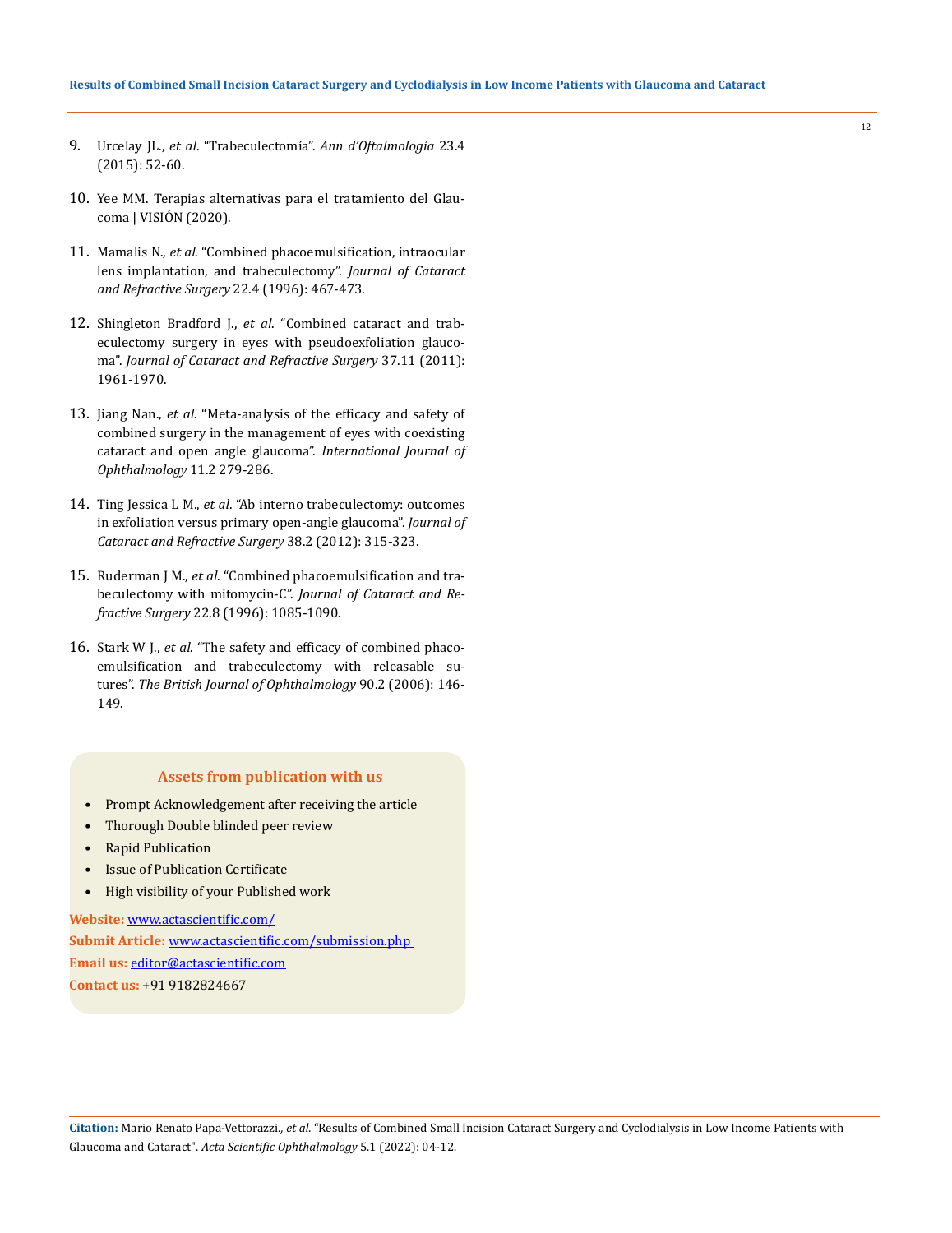9. Urcelay JL., *et al*. "Trabeculectomía". *Ann d'Oftalmología* 23.4 (2015): 52-60.

10. Yee MM. Terapias alternativas para el tratamiento del Glaucoma | VISIÓN (2020).

11. Mamalis N., *et al*. "Combined phacoemulsification, intraocular lens implantation, and trabeculectomy". *Journal of Cataract and Refractive Surgery* 22.4 (1996): 467-473.

12. Shingleton Bradford J., *et al*. "Combined cataract and trabeculectomy surgery in eyes with pseudoexfoliation glaucoma". *Journal of Cataract and Refractive Surgery* 37.11 (2011): 1961-1970.

13. Jiang Nan., *et al*. "Meta-analysis of the efficacy and safety of combined surgery in the management of eyes with coexisting cataract and open angle glaucoma". *International Journal of Ophthalmology* 11.2 279-286.

14. Ting Jessica L M., *et al*. "Ab interno trabeculectomy: outcomes in exfoliation versus primary open-angle glaucoma". *Journal of Cataract and Refractive Surgery* 38.2 (2012): 315-323.

15. Ruderman J M., *et al*. "Combined phacoemulsification and trabeculectomy with mitomycin-C". *Journal of Cataract and Refractive Surgery* 22.8 (1996): 1085-1090.

16. Stark W J., *et al*. "The safety and efficacy of combined phacoemulsification and trabeculectomy with releasable sutures". *The British Journal of Ophthalmology* 90.2 (2006): 146-149.

**Assets from publication with us**

- Prompt Acknowledgement after receiving the article
- Thorough Double blinded peer review
- Rapid Publication
- Issue of Publication Certificate
- High visibility of your Published work

**Website:** www.actascientific.com/
**Submit Article:** www.actascientific.com/submission.php
**Email us:** editor@actascientific.com
**Contact us:** +91 9182824667